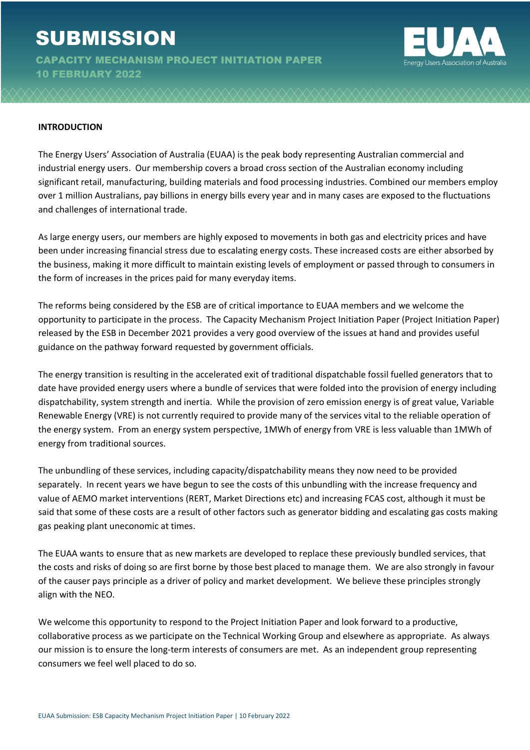# SUBMISSION

## CAPACITY MECHANISM PROJECT INITIATION PAPER
## 10 FEBRUARY 2022

**INTRODUCTION**

The Energy Users' Association of Australia (EUAA) is the peak body representing Australian commercial and industrial energy users. Our membership covers a broad cross section of the Australian economy including significant retail, manufacturing, building materials and food processing industries. Combined our members employ over 1 million Australians, pay billions in energy bills every year and in many cases are exposed to the fluctuations and challenges of international trade.

As large energy users, our members are highly exposed to movements in both gas and electricity prices and have been under increasing financial stress due to escalating energy costs. These increased costs are either absorbed by the business, making it more difficult to maintain existing levels of employment or passed through to consumers in the form of increases in the prices paid for many everyday items.

The reforms being considered by the ESB are of critical importance to EUAA members and we welcome the opportunity to participate in the process. The Capacity Mechanism Project Initiation Paper (Project Initiation Paper) released by the ESB in December 2021 provides a very good overview of the issues at hand and provides useful guidance on the pathway forward requested by government officials.

The energy transition is resulting in the accelerated exit of traditional dispatchable fossil fuelled generators that to date have provided energy users where a bundle of services that were folded into the provision of energy including dispatchability, system strength and inertia. While the provision of zero emission energy is of great value, Variable Renewable Energy (VRE) is not currently required to provide many of the services vital to the reliable operation of the energy system. From an energy system perspective, 1MWh of energy from VRE is less valuable than 1MWh of energy from traditional sources.

The unbundling of these services, including capacity/dispatchability means they now need to be provided separately. In recent years we have begun to see the costs of this unbundling with the increase frequency and value of AEMO market interventions (RERT, Market Directions etc) and increasing FCAS cost, although it must be said that some of these costs are a result of other factors such as generator bidding and escalating gas costs making gas peaking plant uneconomic at times.

The EUAA wants to ensure that as new markets are developed to replace these previously bundled services, that the costs and risks of doing so are first borne by those best placed to manage them. We are also strongly in favour of the causer pays principle as a driver of policy and market development. We believe these principles strongly align with the NEO.

We welcome this opportunity to respond to the Project Initiation Paper and look forward to a productive, collaborative process as we participate on the Technical Working Group and elsewhere as appropriate. As always our mission is to ensure the long-term interests of consumers are met. As an independent group representing consumers we feel well placed to do so.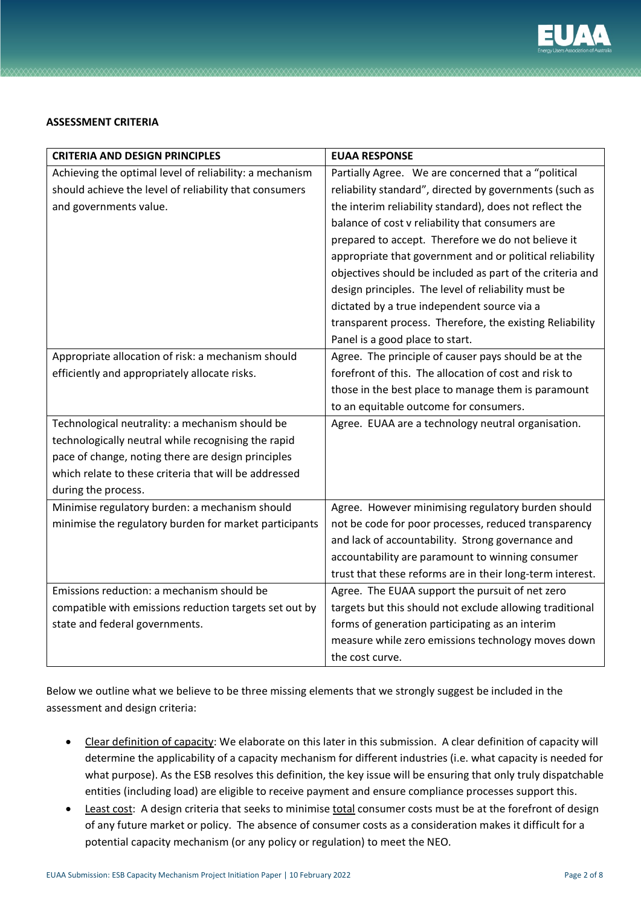**ASSESSMENT CRITERIA**

| CRITERIA AND DESIGN PRINCIPLES | EUAA RESPONSE |
| --- | --- |
| Achieving the optimal level of reliability: a mechanism should achieve the level of reliability that consumers and governments value. | Partially Agree. We are concerned that a "political reliability standard", directed by governments (such as the interim reliability standard), does not reflect the balance of cost v reliability that consumers are prepared to accept. Therefore we do not believe it appropriate that government and or political reliability objectives should be included as part of the criteria and design principles. The level of reliability must be dictated by a true independent source via a transparent process. Therefore, the existing Reliability Panel is a good place to start. |
| Appropriate allocation of risk: a mechanism should efficiently and appropriately allocate risks. | Agree. The principle of causer pays should be at the forefront of this. The allocation of cost and risk to those in the best place to manage them is paramount to an equitable outcome for consumers. |
| Technological neutrality: a mechanism should be technologically neutral while recognising the rapid pace of change, noting there are design principles which relate to these criteria that will be addressed during the process. | Agree. EUAA are a technology neutral organisation. |
| Minimise regulatory burden: a mechanism should minimise the regulatory burden for market participants | Agree. However minimising regulatory burden should not be code for poor processes, reduced transparency and lack of accountability. Strong governance and accountability are paramount to winning consumer trust that these reforms are in their long-term interest. |
| Emissions reduction: a mechanism should be compatible with emissions reduction targets set out by state and federal governments. | Agree. The EUAA support the pursuit of net zero targets but this should not exclude allowing traditional forms of generation participating as an interim measure while zero emissions technology moves down the cost curve. |

Below we outline what we believe to be three missing elements that we strongly suggest be included in the assessment and design criteria:

- <u>Clear definition of capacity</u>: We elaborate on this later in this submission. A clear definition of capacity will determine the applicability of a capacity mechanism for different industries (i.e. what capacity is needed for what purpose). As the ESB resolves this definition, the key issue will be ensuring that only truly dispatchable entities (including load) are eligible to receive payment and ensure compliance processes support this.
- <u>Least cost</u>: A design criteria that seeks to minimise <u>total</u> consumer costs must be at the forefront of design of any future market or policy. The absence of consumer costs as a consideration makes it difficult for a potential capacity mechanism (or any policy or regulation) to meet the NEO.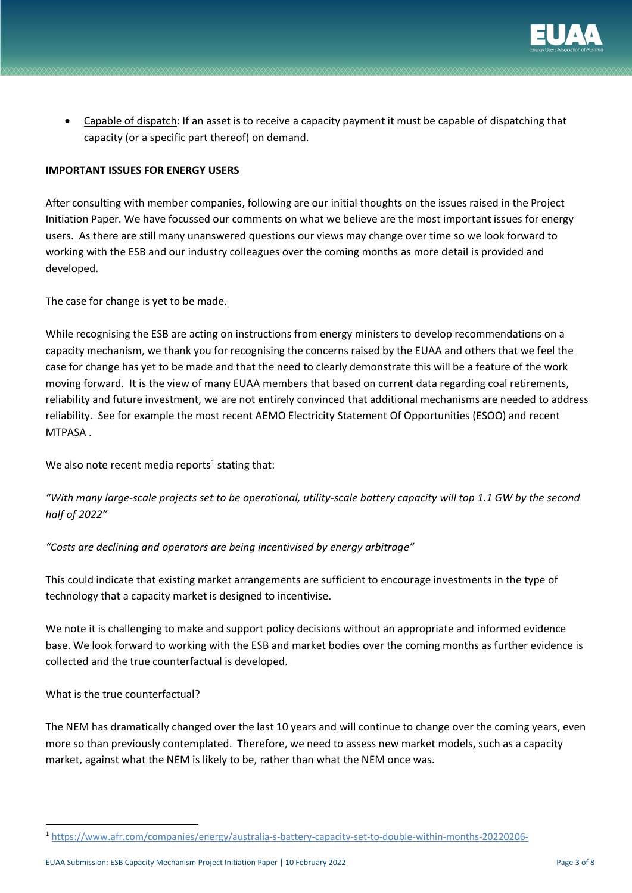- Capable of dispatch: If an asset is to receive a capacity payment it must be capable of dispatching that capacity (or a specific part thereof) on demand.

**IMPORTANT ISSUES FOR ENERGY USERS**

After consulting with member companies, following are our initial thoughts on the issues raised in the Project Initiation Paper. We have focussed our comments on what we believe are the most important issues for energy users. As there are still many unanswered questions our views may change over time so we look forward to working with the ESB and our industry colleagues over the coming months as more detail is provided and developed.

The case for change is yet to be made.

While recognising the ESB are acting on instructions from energy ministers to develop recommendations on a capacity mechanism, we thank you for recognising the concerns raised by the EUAA and others that we feel the case for change has yet to be made and that the need to clearly demonstrate this will be a feature of the work moving forward. It is the view of many EUAA members that based on current data regarding coal retirements, reliability and future investment, we are not entirely convinced that additional mechanisms are needed to address reliability. See for example the most recent AEMO Electricity Statement Of Opportunities (ESOO) and recent MTPASA .

We also note recent media reports[1] stating that:

*"With many large-scale projects set to be operational, utility-scale battery capacity will top 1.1 GW by the second half of 2022"*

*"Costs are declining and operators are being incentivised by energy arbitrage"*

This could indicate that existing market arrangements are sufficient to encourage investments in the type of technology that a capacity market is designed to incentivise.

We note it is challenging to make and support policy decisions without an appropriate and informed evidence base. We look forward to working with the ESB and market bodies over the coming months as further evidence is collected and the true counterfactual is developed.

What is the true counterfactual?

The NEM has dramatically changed over the last 10 years and will continue to change over the coming years, even more so than previously contemplated. Therefore, we need to assess new market models, such as a capacity market, against what the NEM is likely to be, rather than what the NEM once was.

[1] https://www.afr.com/companies/energy/australia-s-battery-capacity-set-to-double-within-months-20220206-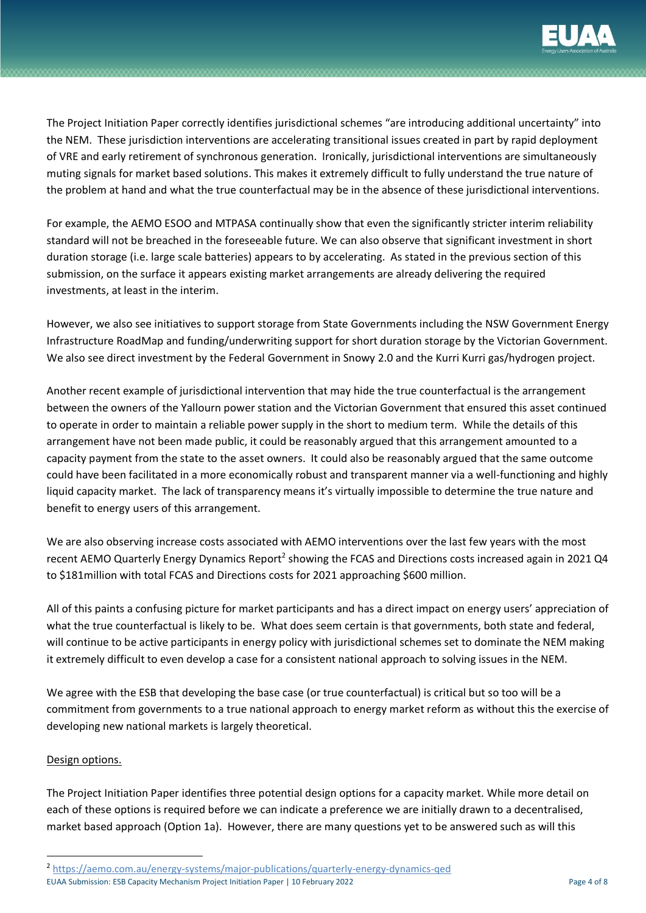The Project Initiation Paper correctly identifies jurisdictional schemes "are introducing additional uncertainty" into the NEM. These jurisdiction interventions are accelerating transitional issues created in part by rapid deployment of VRE and early retirement of synchronous generation. Ironically, jurisdictional interventions are simultaneously muting signals for market based solutions. This makes it extremely difficult to fully understand the true nature of the problem at hand and what the true counterfactual may be in the absence of these jurisdictional interventions.

For example, the AEMO ESOO and MTPASA continually show that even the significantly stricter interim reliability standard will not be breached in the foreseeable future. We can also observe that significant investment in short duration storage (i.e. large scale batteries) appears to by accelerating. As stated in the previous section of this submission, on the surface it appears existing market arrangements are already delivering the required investments, at least in the interim.

However, we also see initiatives to support storage from State Governments including the NSW Government Energy Infrastructure RoadMap and funding/underwriting support for short duration storage by the Victorian Government. We also see direct investment by the Federal Government in Snowy 2.0 and the Kurri Kurri gas/hydrogen project.

Another recent example of jurisdictional intervention that may hide the true counterfactual is the arrangement between the owners of the Yallourn power station and the Victorian Government that ensured this asset continued to operate in order to maintain a reliable power supply in the short to medium term. While the details of this arrangement have not been made public, it could be reasonably argued that this arrangement amounted to a capacity payment from the state to the asset owners. It could also be reasonably argued that the same outcome could have been facilitated in a more economically robust and transparent manner via a well-functioning and highly liquid capacity market. The lack of transparency means it's virtually impossible to determine the true nature and benefit to energy users of this arrangement.

We are also observing increase costs associated with AEMO interventions over the last few years with the most recent AEMO Quarterly Energy Dynamics Report[2] showing the FCAS and Directions costs increased again in 2021 Q4 to $181million with total FCAS and Directions costs for 2021 approaching $600 million.

All of this paints a confusing picture for market participants and has a direct impact on energy users' appreciation of what the true counterfactual is likely to be. What does seem certain is that governments, both state and federal, will continue to be active participants in energy policy with jurisdictional schemes set to dominate the NEM making it extremely difficult to even develop a case for a consistent national approach to solving issues in the NEM.

We agree with the ESB that developing the base case (or true counterfactual) is critical but so too will be a commitment from governments to a true national approach to energy market reform as without this the exercise of developing new national markets is largely theoretical.

Design options.

The Project Initiation Paper identifies three potential design options for a capacity market. While more detail on each of these options is required before we can indicate a preference we are initially drawn to a decentralised, market based approach (Option 1a). However, there are many questions yet to be answered such as will this

[2] https://aemo.com.au/energy-systems/major-publications/quarterly-energy-dynamics-qed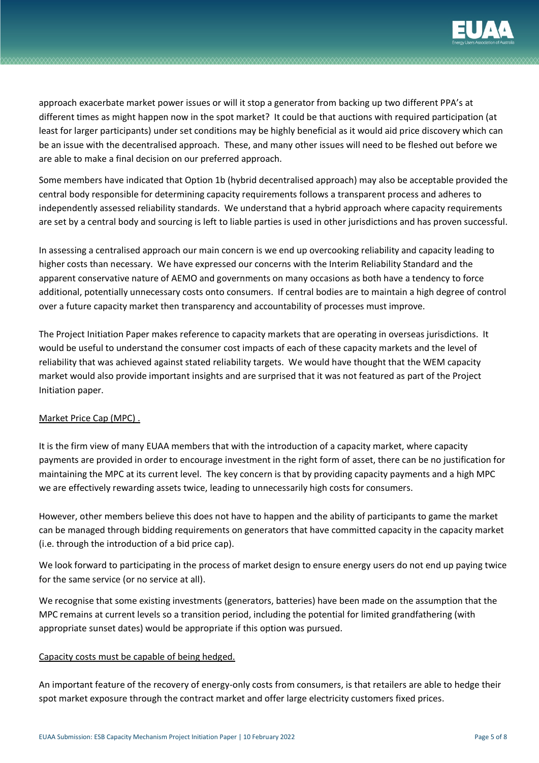approach exacerbate market power issues or will it stop a generator from backing up two different PPA's at different times as might happen now in the spot market? It could be that auctions with required participation (at least for larger participants) under set conditions may be highly beneficial as it would aid price discovery which can be an issue with the decentralised approach. These, and many other issues will need to be fleshed out before we are able to make a final decision on our preferred approach.

Some members have indicated that Option 1b (hybrid decentralised approach) may also be acceptable provided the central body responsible for determining capacity requirements follows a transparent process and adheres to independently assessed reliability standards. We understand that a hybrid approach where capacity requirements are set by a central body and sourcing is left to liable parties is used in other jurisdictions and has proven successful.

In assessing a centralised approach our main concern is we end up overcooking reliability and capacity leading to higher costs than necessary. We have expressed our concerns with the Interim Reliability Standard and the apparent conservative nature of AEMO and governments on many occasions as both have a tendency to force additional, potentially unnecessary costs onto consumers. If central bodies are to maintain a high degree of control over a future capacity market then transparency and accountability of processes must improve.

The Project Initiation Paper makes reference to capacity markets that are operating in overseas jurisdictions. It would be useful to understand the consumer cost impacts of each of these capacity markets and the level of reliability that was achieved against stated reliability targets. We would have thought that the WEM capacity market would also provide important insights and are surprised that it was not featured as part of the Project Initiation paper.

### Market Price Cap (MPC) .

It is the firm view of many EUAA members that with the introduction of a capacity market, where capacity payments are provided in order to encourage investment in the right form of asset, there can be no justification for maintaining the MPC at its current level. The key concern is that by providing capacity payments and a high MPC we are effectively rewarding assets twice, leading to unnecessarily high costs for consumers.

However, other members believe this does not have to happen and the ability of participants to game the market can be managed through bidding requirements on generators that have committed capacity in the capacity market (i.e. through the introduction of a bid price cap).

We look forward to participating in the process of market design to ensure energy users do not end up paying twice for the same service (or no service at all).

We recognise that some existing investments (generators, batteries) have been made on the assumption that the MPC remains at current levels so a transition period, including the potential for limited grandfathering (with appropriate sunset dates) would be appropriate if this option was pursued.

### Capacity costs must be capable of being hedged.

An important feature of the recovery of energy-only costs from consumers, is that retailers are able to hedge their spot market exposure through the contract market and offer large electricity customers fixed prices.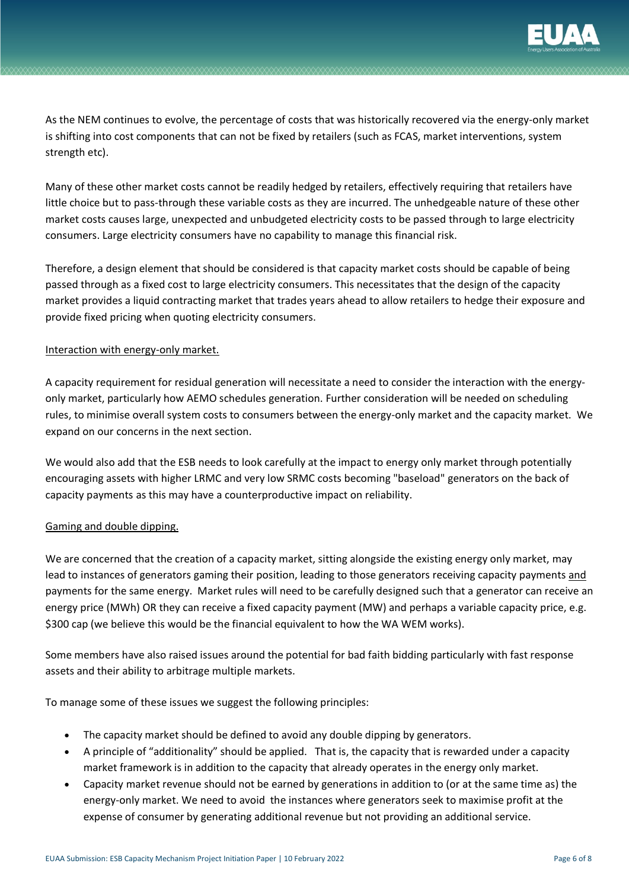As the NEM continues to evolve, the percentage of costs that was historically recovered via the energy-only market is shifting into cost components that can not be fixed by retailers (such as FCAS, market interventions, system strength etc).

Many of these other market costs cannot be readily hedged by retailers, effectively requiring that retailers have little choice but to pass-through these variable costs as they are incurred. The unhedgeable nature of these other market costs causes large, unexpected and unbudgeted electricity costs to be passed through to large electricity consumers. Large electricity consumers have no capability to manage this financial risk.

Therefore, a design element that should be considered is that capacity market costs should be capable of being passed through as a fixed cost to large electricity consumers. This necessitates that the design of the capacity market provides a liquid contracting market that trades years ahead to allow retailers to hedge their exposure and provide fixed pricing when quoting electricity consumers.

<u>Interaction with energy-only market.</u>

A capacity requirement for residual generation will necessitate a need to consider the interaction with the energy-only market, particularly how AEMO schedules generation. Further consideration will be needed on scheduling rules, to minimise overall system costs to consumers between the energy-only market and the capacity market. We expand on our concerns in the next section.

We would also add that the ESB needs to look carefully at the impact to energy only market through potentially encouraging assets with higher LRMC and very low SRMC costs becoming "baseload" generators on the back of capacity payments as this may have a counterproductive impact on reliability.

<u>Gaming and double dipping.</u>

We are concerned that the creation of a capacity market, sitting alongside the existing energy only market, may lead to instances of generators gaming their position, leading to those generators receiving capacity payments <u>and</u> payments for the same energy. Market rules will need to be carefully designed such that a generator can receive an energy price (MWh) OR they can receive a fixed capacity payment (MW) and perhaps a variable capacity price, e.g. $300 cap (we believe this would be the financial equivalent to how the WA WEM works).

Some members have also raised issues around the potential for bad faith bidding particularly with fast response assets and their ability to arbitrage multiple markets.

To manage some of these issues we suggest the following principles:

- The capacity market should be defined to avoid any double dipping by generators.
- A principle of "additionality" should be applied. That is, the capacity that is rewarded under a capacity market framework is in addition to the capacity that already operates in the energy only market.
- Capacity market revenue should not be earned by generations in addition to (or at the same time as) the energy-only market. We need to avoid the instances where generators seek to maximise profit at the expense of consumer by generating additional revenue but not providing an additional service.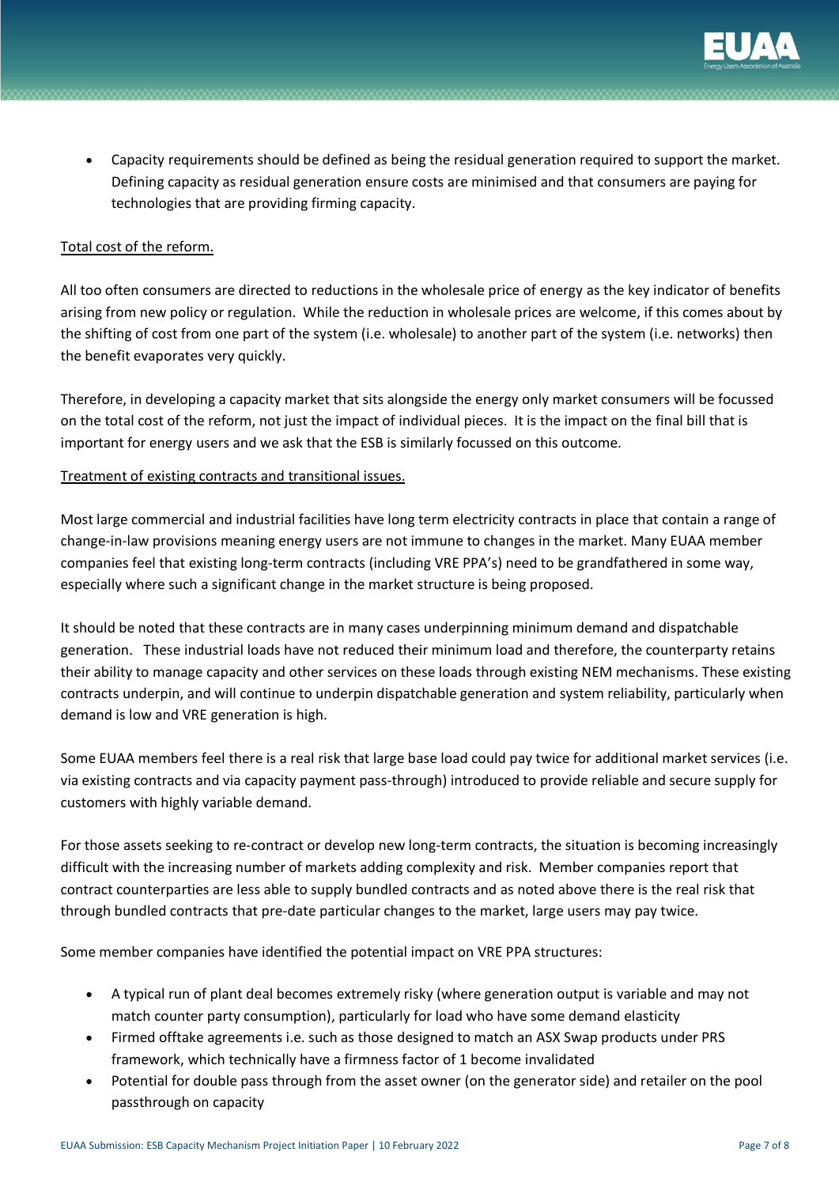- Capacity requirements should be defined as being the residual generation required to support the market. Defining capacity as residual generation ensure costs are minimised and that consumers are paying for technologies that are providing firming capacity.

<u>Total cost of the reform.</u>

All too often consumers are directed to reductions in the wholesale price of energy as the key indicator of benefits arising from new policy or regulation. While the reduction in wholesale prices are welcome, if this comes about by the shifting of cost from one part of the system (i.e. wholesale) to another part of the system (i.e. networks) then the benefit evaporates very quickly.

Therefore, in developing a capacity market that sits alongside the energy only market consumers will be focussed on the total cost of the reform, not just the impact of individual pieces. It is the impact on the final bill that is important for energy users and we ask that the ESB is similarly focussed on this outcome.

<u>Treatment of existing contracts and transitional issues.</u>

Most large commercial and industrial facilities have long term electricity contracts in place that contain a range of change-in-law provisions meaning energy users are not immune to changes in the market. Many EUAA member companies feel that existing long-term contracts (including VRE PPA's) need to be grandfathered in some way, especially where such a significant change in the market structure is being proposed.

It should be noted that these contracts are in many cases underpinning minimum demand and dispatchable generation. These industrial loads have not reduced their minimum load and therefore, the counterparty retains their ability to manage capacity and other services on these loads through existing NEM mechanisms. These existing contracts underpin, and will continue to underpin dispatchable generation and system reliability, particularly when demand is low and VRE generation is high.

Some EUAA members feel there is a real risk that large base load could pay twice for additional market services (i.e. via existing contracts and via capacity payment pass-through) introduced to provide reliable and secure supply for customers with highly variable demand.

For those assets seeking to re-contract or develop new long-term contracts, the situation is becoming increasingly difficult with the increasing number of markets adding complexity and risk. Member companies report that contract counterparties are less able to supply bundled contracts and as noted above there is the real risk that through bundled contracts that pre-date particular changes to the market, large users may pay twice.

Some member companies have identified the potential impact on VRE PPA structures:

- A typical run of plant deal becomes extremely risky (where generation output is variable and may not match counter party consumption), particularly for load who have some demand elasticity
- Firmed offtake agreements i.e. such as those designed to match an ASX Swap products under PRS framework, which technically have a firmness factor of 1 become invalidated
- Potential for double pass through from the asset owner (on the generator side) and retailer on the pool passthrough on capacity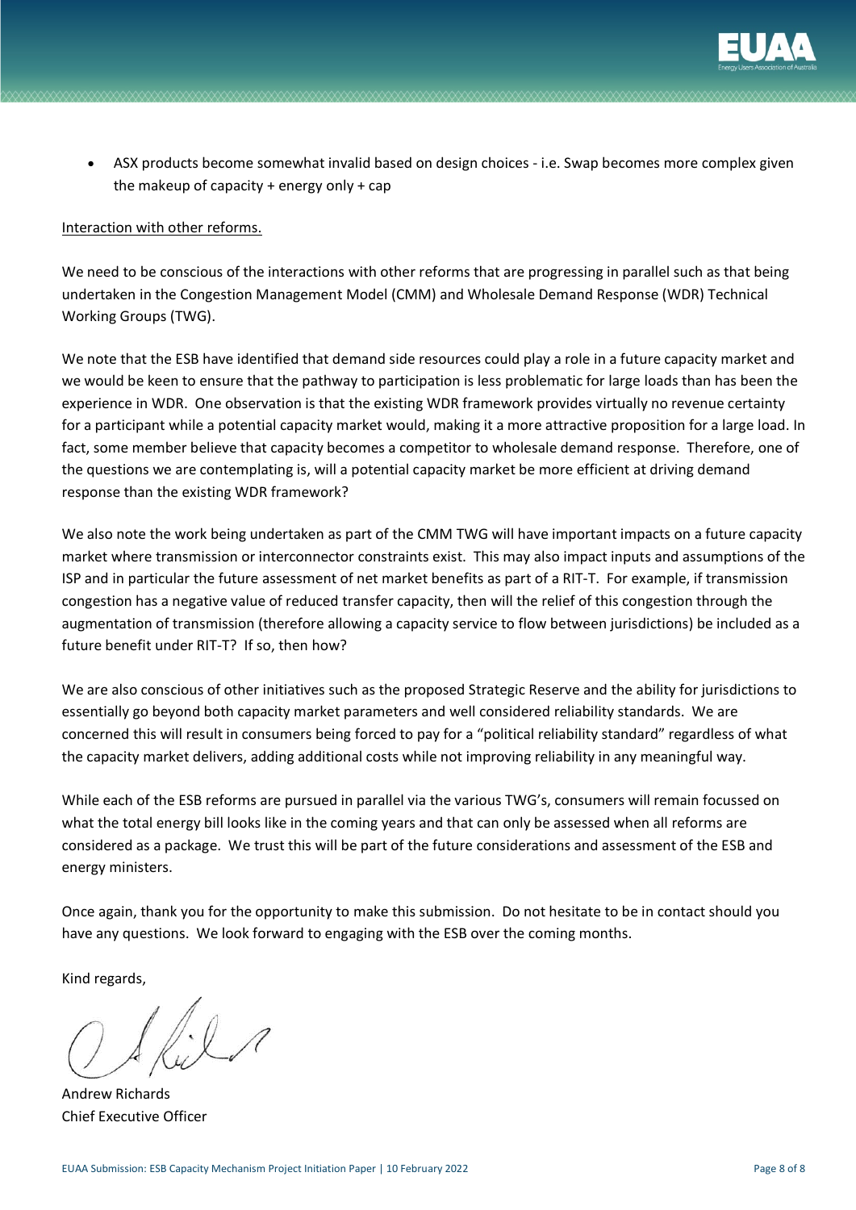- ASX products become somewhat invalid based on design choices - i.e. Swap becomes more complex given the makeup of capacity + energy only + cap

<u>Interaction with other reforms.</u>

We need to be conscious of the interactions with other reforms that are progressing in parallel such as that being undertaken in the Congestion Management Model (CMM) and Wholesale Demand Response (WDR) Technical Working Groups (TWG).

We note that the ESB have identified that demand side resources could play a role in a future capacity market and we would be keen to ensure that the pathway to participation is less problematic for large loads than has been the experience in WDR. One observation is that the existing WDR framework provides virtually no revenue certainty for a participant while a potential capacity market would, making it a more attractive proposition for a large load. In fact, some member believe that capacity becomes a competitor to wholesale demand response. Therefore, one of the questions we are contemplating is, will a potential capacity market be more efficient at driving demand response than the existing WDR framework?

We also note the work being undertaken as part of the CMM TWG will have important impacts on a future capacity market where transmission or interconnector constraints exist. This may also impact inputs and assumptions of the ISP and in particular the future assessment of net market benefits as part of a RIT-T. For example, if transmission congestion has a negative value of reduced transfer capacity, then will the relief of this congestion through the augmentation of transmission (therefore allowing a capacity service to flow between jurisdictions) be included as a future benefit under RIT-T? If so, then how?

We are also conscious of other initiatives such as the proposed Strategic Reserve and the ability for jurisdictions to essentially go beyond both capacity market parameters and well considered reliability standards. We are concerned this will result in consumers being forced to pay for a "political reliability standard" regardless of what the capacity market delivers, adding additional costs while not improving reliability in any meaningful way.

While each of the ESB reforms are pursued in parallel via the various TWG's, consumers will remain focussed on what the total energy bill looks like in the coming years and that can only be assessed when all reforms are considered as a package. We trust this will be part of the future considerations and assessment of the ESB and energy ministers.

Once again, thank you for the opportunity to make this submission. Do not hesitate to be in contact should you have any questions. We look forward to engaging with the ESB over the coming months.

Kind regards,

Andrew Richards
Chief Executive Officer